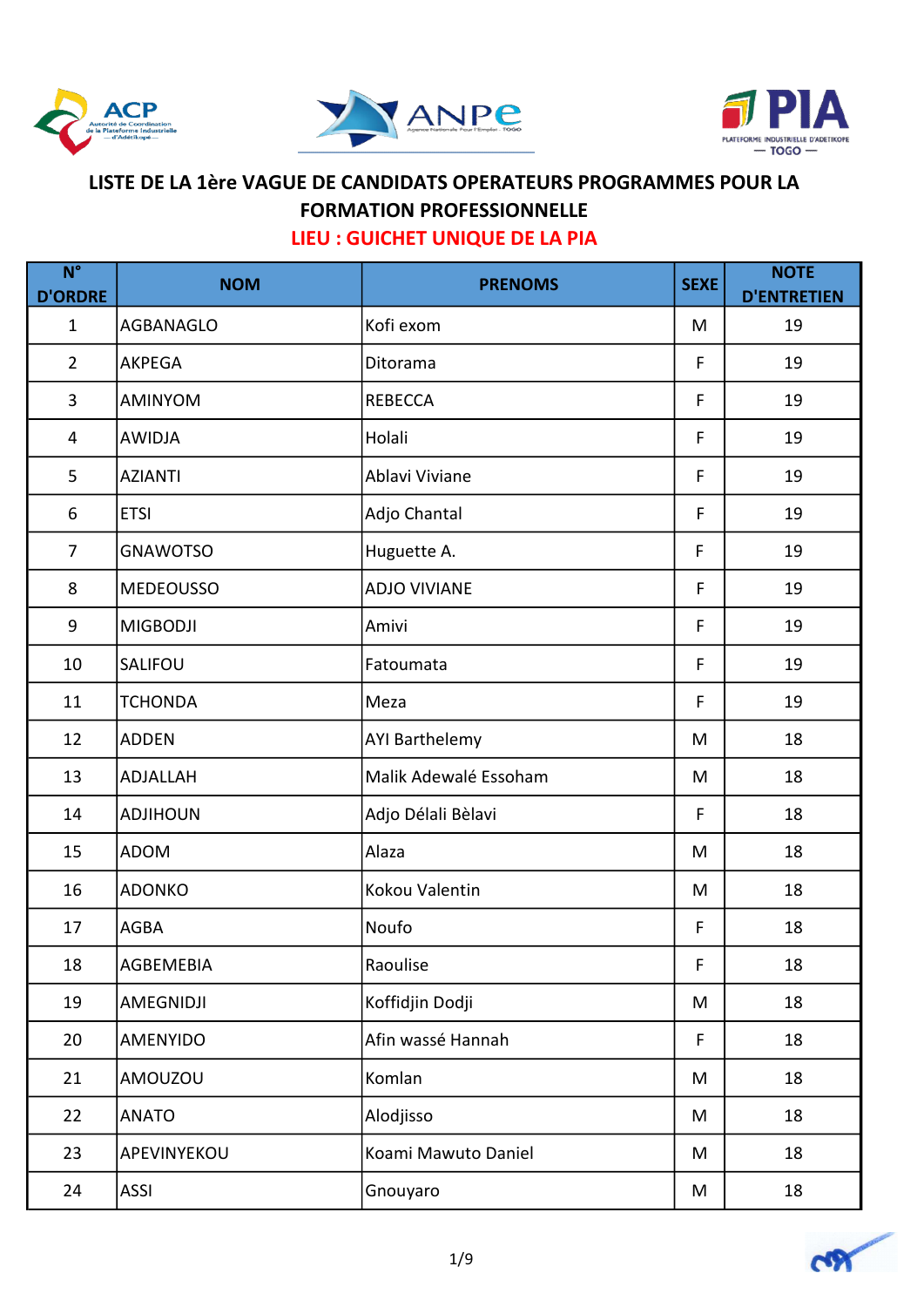# LISTE DE LA 1ère VAGUE DE CANDIDATS OPERATEURS PROGRAMMES POUR LA FORMATION PROFESSIONNELLE

## LIEU : GUICHET UNIQUE DE LA PIA

| N° D'ORDRE | NOM | PRENOMS | SEXE | NOTE D'ENTRETIEN |
|---|---|---|---|---|
| 1 | AGBANAGLO | Kofi exom | M | 19 |
| 2 | AKPEGA | Ditorama | F | 19 |
| 3 | AMINYOM | REBECCA | F | 19 |
| 4 | AWIDJA | Holali | F | 19 |
| 5 | AZIANTI | Ablavi Viviane | F | 19 |
| 6 | ETSI | Adjo Chantal | F | 19 |
| 7 | GNAWOTSO | Huguette A. | F | 19 |
| 8 | MEDEOUSSO | ADJO VIVIANE | F | 19 |
| 9 | MIGBODJI | Amivi | F | 19 |
| 10 | SALIFOU | Fatoumata | F | 19 |
| 11 | TCHONDA | Meza | F | 19 |
| 12 | ADDEN | AYI Barthelemy | M | 18 |
| 13 | ADJALLAH | Malik Adewalé Essoham | M | 18 |
| 14 | ADJIHOUN | Adjo Délali Bèlavi | F | 18 |
| 15 | ADOM | Alaza | M | 18 |
| 16 | ADONKO | Kokou Valentin | M | 18 |
| 17 | AGBA | Noufo | F | 18 |
| 18 | AGBEMEBIA | Raoulise | F | 18 |
| 19 | AMEGNIDJI | Koffidjin Dodji | M | 18 |
| 20 | AMENYIDO | Afin wassé Hannah | F | 18 |
| 21 | AMOUZOU | Komlan | M | 18 |
| 22 | ANATO | Alodjisso | M | 18 |
| 23 | APEVINYEKOU | Koami Mawuto Daniel | M | 18 |
| 24 | ASSI | Gnouyaro | M | 18 |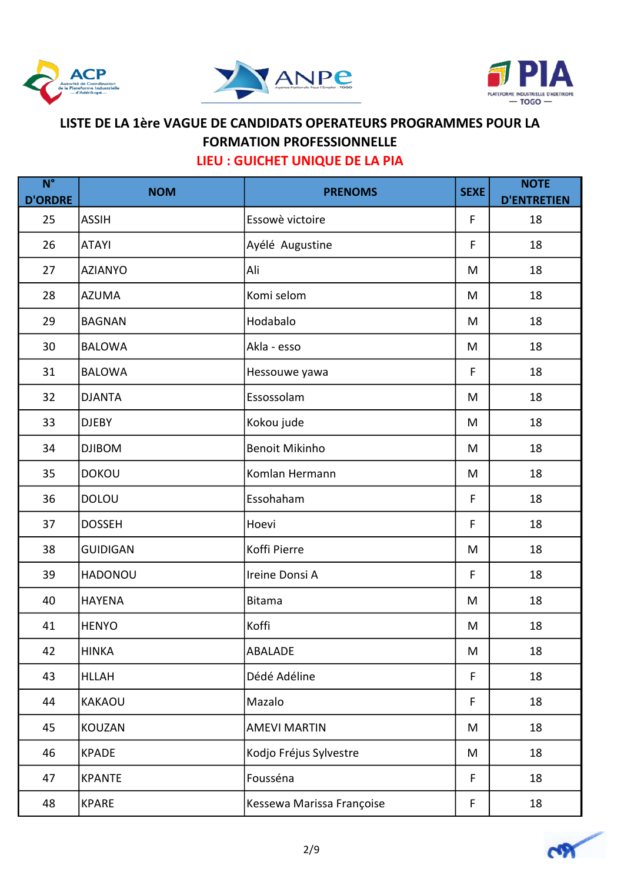# LISTE DE LA 1ère VAGUE DE CANDIDATS OPERATEURS PROGRAMMES POUR LA FORMATION PROFESSIONNELLE

## LIEU : GUICHET UNIQUE DE LA PIA

| N° D'ORDRE | NOM | PRENOMS | SEXE | NOTE D'ENTRETIEN |
|---|---|---|---|---|
| 25 | ASSIH | Essowè victoire | F | 18 |
| 26 | ATAYI | Ayélé Augustine | F | 18 |
| 27 | AZIANYO | Ali | M | 18 |
| 28 | AZUMA | Komi selom | M | 18 |
| 29 | BAGNAN | Hodabalo | M | 18 |
| 30 | BALOWA | Akla - esso | M | 18 |
| 31 | BALOWA | Hessouwe yawa | F | 18 |
| 32 | DJANTA | Essossolam | M | 18 |
| 33 | DJEBY | Kokou jude | M | 18 |
| 34 | DJIBOM | Benoit Mikinho | M | 18 |
| 35 | DOKOU | Komlan Hermann | M | 18 |
| 36 | DOLOU | Essohaham | F | 18 |
| 37 | DOSSEH | Hoevi | F | 18 |
| 38 | GUIDIGAN | Koffi Pierre | M | 18 |
| 39 | HADONOU | Ireine Donsi A | F | 18 |
| 40 | HAYENA | Bitama | M | 18 |
| 41 | HENYO | Koffi | M | 18 |
| 42 | HINKA | ABALADE | M | 18 |
| 43 | HLLAH | Dédé Adéline | F | 18 |
| 44 | KAKAOU | Mazalo | F | 18 |
| 45 | KOUZAN | AMEVI MARTIN | M | 18 |
| 46 | KPADE | Kodjo Fréjus Sylvestre | M | 18 |
| 47 | KPANTE | Fousséna | F | 18 |
| 48 | KPARE | Kessewa Marissa Françoise | F | 18 |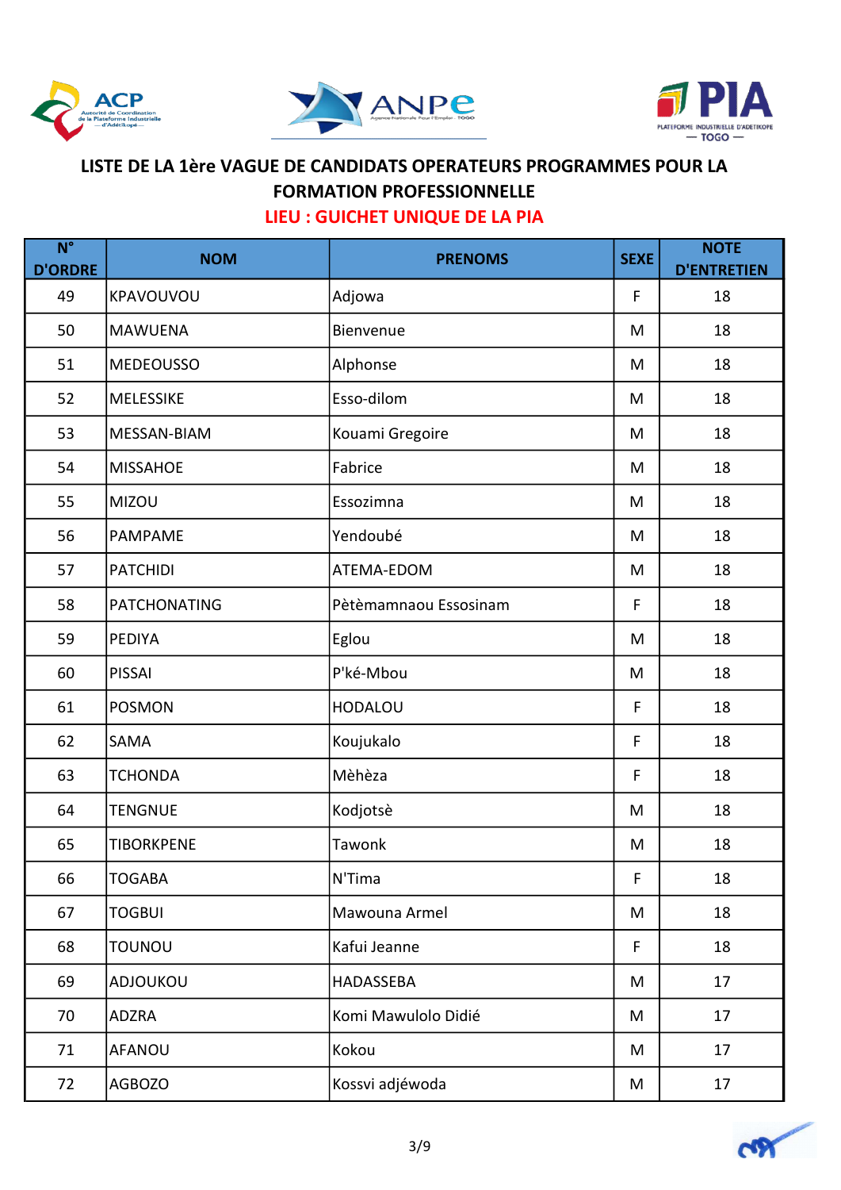**LISTE DE LA 1ère VAGUE DE CANDIDATS OPERATEURS PROGRAMMES POUR LA FORMATION PROFESSIONNELLE**

**LIEU : GUICHET UNIQUE DE LA PIA**

| N° D'ORDRE | NOM | PRENOMS | SEXE | NOTE D'ENTRETIEN |
|---|---|---|---|---|
| 49 | KPAVOUVOU | Adjowa | F | 18 |
| 50 | MAWUENA | Bienvenue | M | 18 |
| 51 | MEDEOUSSO | Alphonse | M | 18 |
| 52 | MELESSIKE | Esso-dilom | M | 18 |
| 53 | MESSAN-BIAM | Kouami Gregoire | M | 18 |
| 54 | MISSAHOE | Fabrice | M | 18 |
| 55 | MIZOU | Essozimna | M | 18 |
| 56 | PAMPAME | Yendoubé | M | 18 |
| 57 | PATCHIDI | ATEMA-EDOM | M | 18 |
| 58 | PATCHONATING | Pètèmamnaou Essosinam | F | 18 |
| 59 | PEDIYA | Eglou | M | 18 |
| 60 | PISSAI | P'ké-Mbou | M | 18 |
| 61 | POSMON | HODALOU | F | 18 |
| 62 | SAMA | Koujukalo | F | 18 |
| 63 | TCHONDA | Mèhèza | F | 18 |
| 64 | TENGNUE | Kodjotsè | M | 18 |
| 65 | TIBORKPENE | Tawonk | M | 18 |
| 66 | TOGABA | N'Tima | F | 18 |
| 67 | TOGBUI | Mawouna Armel | M | 18 |
| 68 | TOUNOU | Kafui Jeanne | F | 18 |
| 69 | ADJOUKOU | HADASSEBA | M | 17 |
| 70 | ADZRA | Komi Mawulolo Didié | M | 17 |
| 71 | AFANOU | Kokou | M | 17 |
| 72 | AGBOZO | Kossvi adjéwoda | M | 17 |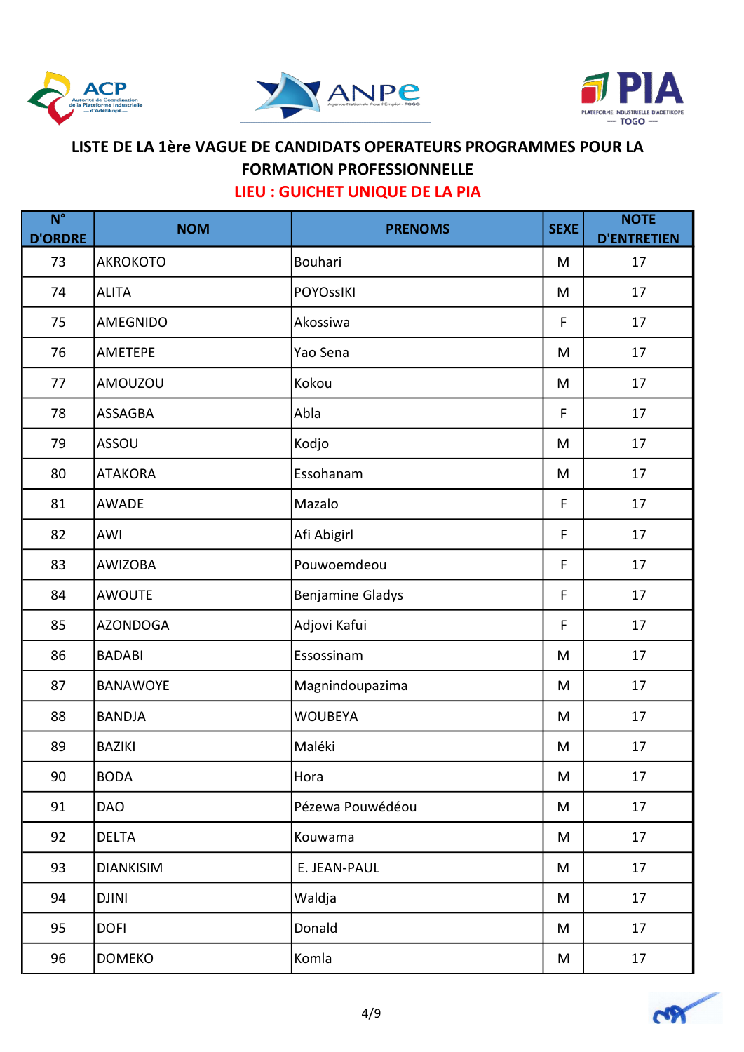**LISTE DE LA 1ère VAGUE DE CANDIDATS OPERATEURS PROGRAMMES POUR LA FORMATION PROFESSIONNELLE**

**LIEU : GUICHET UNIQUE DE LA PIA**

| N° D'ORDRE | NOM | PRENOMS | SEXE | NOTE D'ENTRETIEN |
|---|---|---|---|---|
| 73 | AKROKOTO | Bouhari | M | 17 |
| 74 | ALITA | POYOssIKI | M | 17 |
| 75 | AMEGNIDO | Akossiwa | F | 17 |
| 76 | AMETEPE | Yao Sena | M | 17 |
| 77 | AMOUZOU | Kokou | M | 17 |
| 78 | ASSAGBA | Abla | F | 17 |
| 79 | ASSOU | Kodjo | M | 17 |
| 80 | ATAKORA | Essohanam | M | 17 |
| 81 | AWADE | Mazalo | F | 17 |
| 82 | AWI | Afi Abigirl | F | 17 |
| 83 | AWIZOBA | Pouwoemdeou | F | 17 |
| 84 | AWOUTE | Benjamine Gladys | F | 17 |
| 85 | AZONDOGA | Adjovi Kafui | F | 17 |
| 86 | BADABI | Essossinam | M | 17 |
| 87 | BANAWOYE | Magnindoupazima | M | 17 |
| 88 | BANDJA | WOUBEYA | M | 17 |
| 89 | BAZIKI | Maléki | M | 17 |
| 90 | BODA | Hora | M | 17 |
| 91 | DAO | Pézewa Pouwédéou | M | 17 |
| 92 | DELTA | Kouwama | M | 17 |
| 93 | DIANKISIM | E. JEAN-PAUL | M | 17 |
| 94 | DJINI | Waldja | M | 17 |
| 95 | DOFI | Donald | M | 17 |
| 96 | DOMEKO | Komla | M | 17 |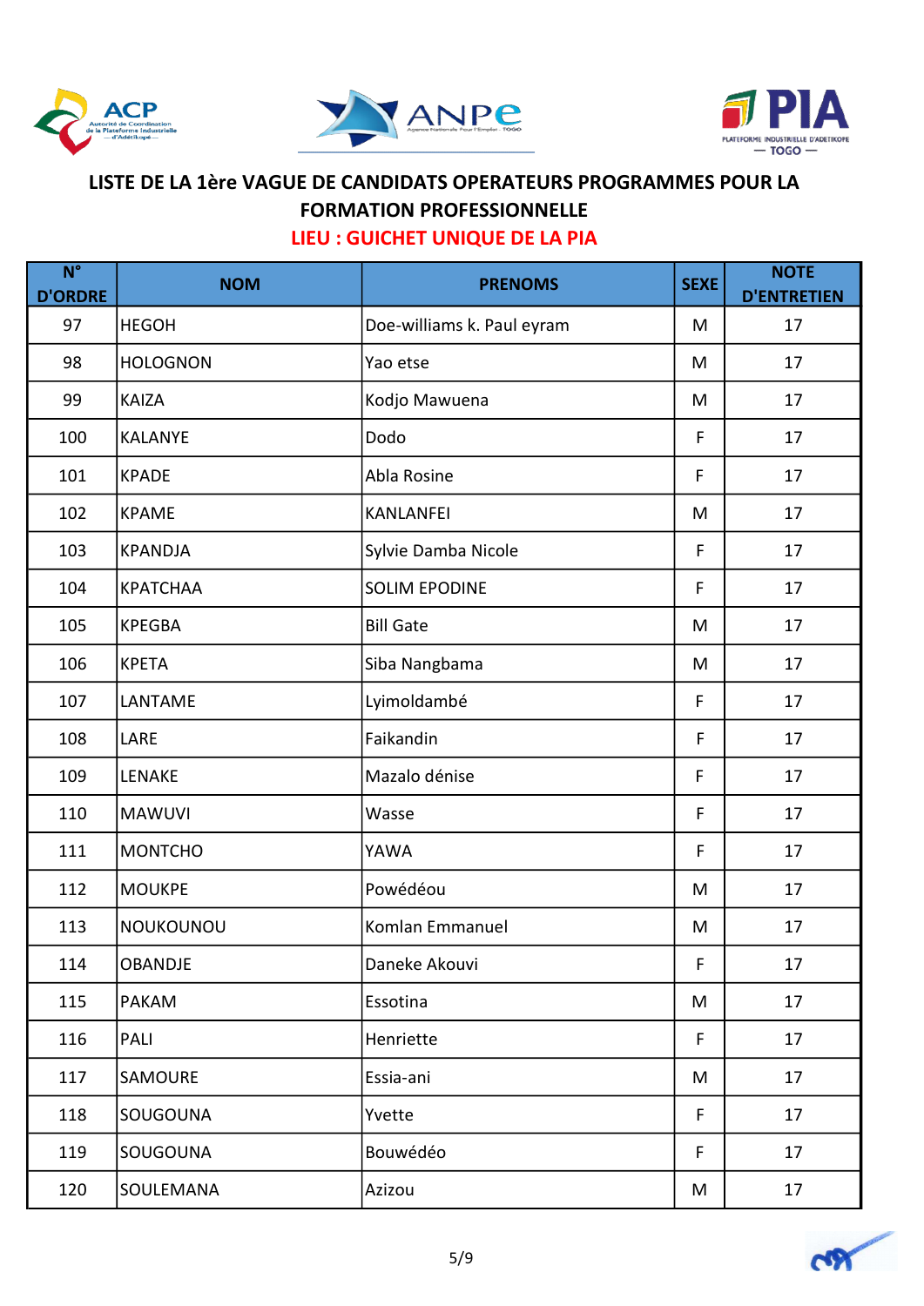## LISTE DE LA 1ère VAGUE DE CANDIDATS OPERATEURS PROGRAMMES POUR LA FORMATION PROFESSIONNELLE

### LIEU : GUICHET UNIQUE DE LA PIA

| N° D'ORDRE | NOM | PRENOMS | SEXE | NOTE D'ENTRETIEN |
|---|---|---|---|---|
| 97 | HEGOH | Doe-williams k. Paul eyram | M | 17 |
| 98 | HOLOGNON | Yao etse | M | 17 |
| 99 | KAIZA | Kodjo Mawuena | M | 17 |
| 100 | KALANYE | Dodo | F | 17 |
| 101 | KPADE | Abla Rosine | F | 17 |
| 102 | KPAME | KANLANFEI | M | 17 |
| 103 | KPANDJA | Sylvie Damba Nicole | F | 17 |
| 104 | KPATCHAA | SOLIM EPODINE | F | 17 |
| 105 | KPEGBA | Bill Gate | M | 17 |
| 106 | KPETA | Siba Nangbama | M | 17 |
| 107 | LANTAME | Lyimoldambé | F | 17 |
| 108 | LARE | Faikandin | F | 17 |
| 109 | LENAKE | Mazalo dénise | F | 17 |
| 110 | MAWUVI | Wasse | F | 17 |
| 111 | MONTCHO | YAWA | F | 17 |
| 112 | MOUKPE | Powédéou | M | 17 |
| 113 | NOUKOUNOU | Komlan Emmanuel | M | 17 |
| 114 | OBANDJE | Daneke Akouvi | F | 17 |
| 115 | PAKAM | Essotina | M | 17 |
| 116 | PALI | Henriette | F | 17 |
| 117 | SAMOURE | Essia-ani | M | 17 |
| 118 | SOUGOUNA | Yvette | F | 17 |
| 119 | SOUGOUNA | Bouwédéo | F | 17 |
| 120 | SOULEMANA | Azizou | M | 17 |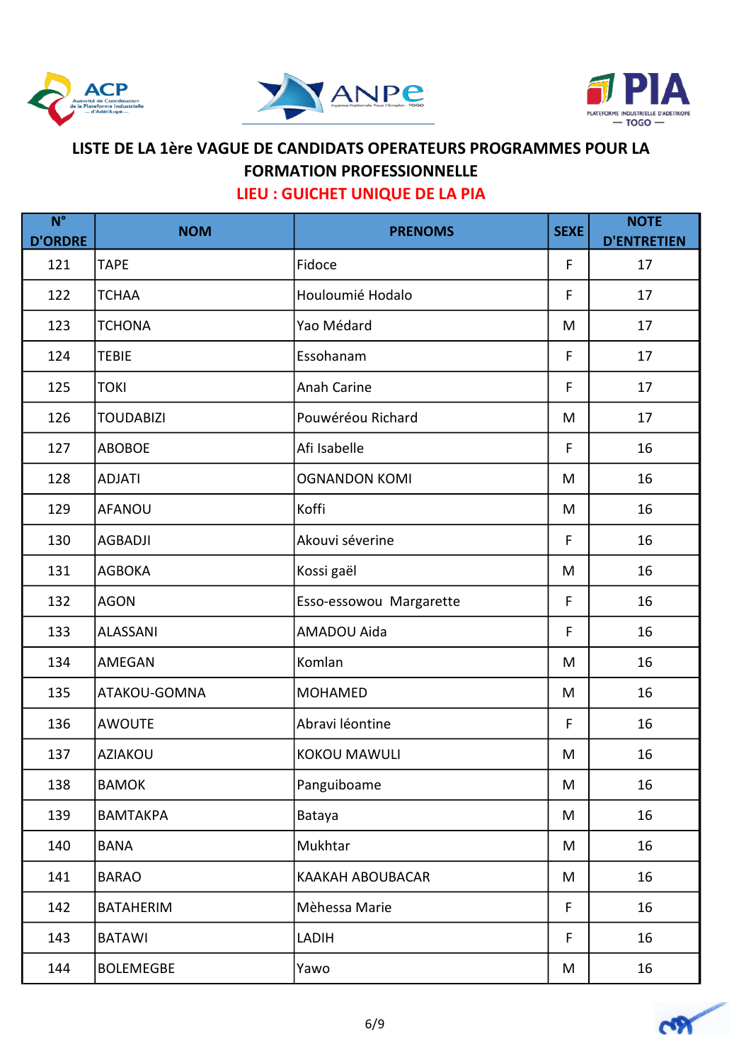## LISTE DE LA 1ère VAGUE DE CANDIDATS OPERATEURS PROGRAMMES POUR LA FORMATION PROFESSIONNELLE

### LIEU : GUICHET UNIQUE DE LA PIA

| N° D'ORDRE | NOM | PRENOMS | SEXE | NOTE D'ENTRETIEN |
|---|---|---|---|---|
| 121 | TAPE | Fidoce | F | 17 |
| 122 | TCHAA | Houloumié Hodalo | F | 17 |
| 123 | TCHONA | Yao Médard | M | 17 |
| 124 | TEBIE | Essohanam | F | 17 |
| 125 | TOKI | Anah Carine | F | 17 |
| 126 | TOUDABIZI | Pouwéréou Richard | M | 17 |
| 127 | ABOBOE | Afi Isabelle | F | 16 |
| 128 | ADJATI | OGNANDON KOMI | M | 16 |
| 129 | AFANOU | Koffi | M | 16 |
| 130 | AGBADJI | Akouvi séverine | F | 16 |
| 131 | AGBOKA | Kossi gaël | M | 16 |
| 132 | AGON | Esso-essowou  Margarette | F | 16 |
| 133 | ALASSANI | AMADOU Aida | F | 16 |
| 134 | AMEGAN | Komlan | M | 16 |
| 135 | ATAKOU-GOMNA | MOHAMED | M | 16 |
| 136 | AWOUTE | Abravi léontine | F | 16 |
| 137 | AZIAKOU | KOKOU MAWULI | M | 16 |
| 138 | BAMOK | Panguiboame | M | 16 |
| 139 | BAMTAKPA | Bataya | M | 16 |
| 140 | BANA | Mukhtar | M | 16 |
| 141 | BARAO | KAAKAH ABOUBACAR | M | 16 |
| 142 | BATAHERIM | Mèhessa Marie | F | 16 |
| 143 | BATAWI | LADIH | F | 16 |
| 144 | BOLEMEGBE | Yawo | M | 16 |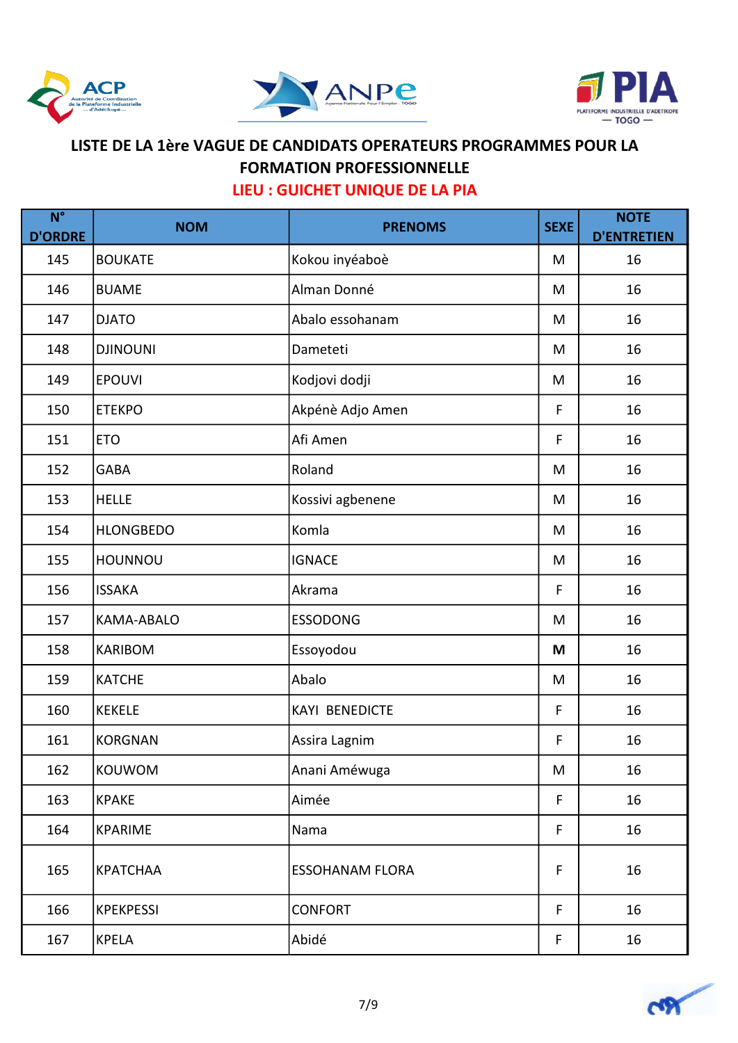**LISTE DE LA 1ère VAGUE DE CANDIDATS OPERATEURS PROGRAMMES POUR LA FORMATION PROFESSIONNELLE**

**LIEU : GUICHET UNIQUE DE LA PIA**

| N° D'ORDRE | NOM | PRENOMS | SEXE | NOTE D'ENTRETIEN |
|---|---|---|---|---|
| 145 | BOUKATE | Kokou inyéaboè | M | 16 |
| 146 | BUAME | Alman Donné | M | 16 |
| 147 | DJATO | Abalo essohanam | M | 16 |
| 148 | DJINOUNI | Dameteti | M | 16 |
| 149 | EPOUVI | Kodjovi dodji | M | 16 |
| 150 | ETEKPO | Akpénè Adjo Amen | F | 16 |
| 151 | ETO | Afi Amen | F | 16 |
| 152 | GABA | Roland | M | 16 |
| 153 | HELLE | Kossivi agbenene | M | 16 |
| 154 | HLONGBEDO | Komla | M | 16 |
| 155 | HOUNNOU | IGNACE | M | 16 |
| 156 | ISSAKA | Akrama | F | 16 |
| 157 | KAMA-ABALO | ESSODONG | M | 16 |
| 158 | KARIBOM | Essoyodou | **M** | 16 |
| 159 | KATCHE | Abalo | M | 16 |
| 160 | KEKELE | KAYI BENEDICTE | F | 16 |
| 161 | KORGNAN | Assira Lagnim | F | 16 |
| 162 | KOUWOM | Anani Améwuga | M | 16 |
| 163 | KPAKE | Aimée | F | 16 |
| 164 | KPARIME | Nama | F | 16 |
| 165 | KPATCHAA | ESSOHANAM FLORA | F | 16 |
| 166 | KPEKPESSI | CONFORT | F | 16 |
| 167 | KPELA | Abidé | F | 16 |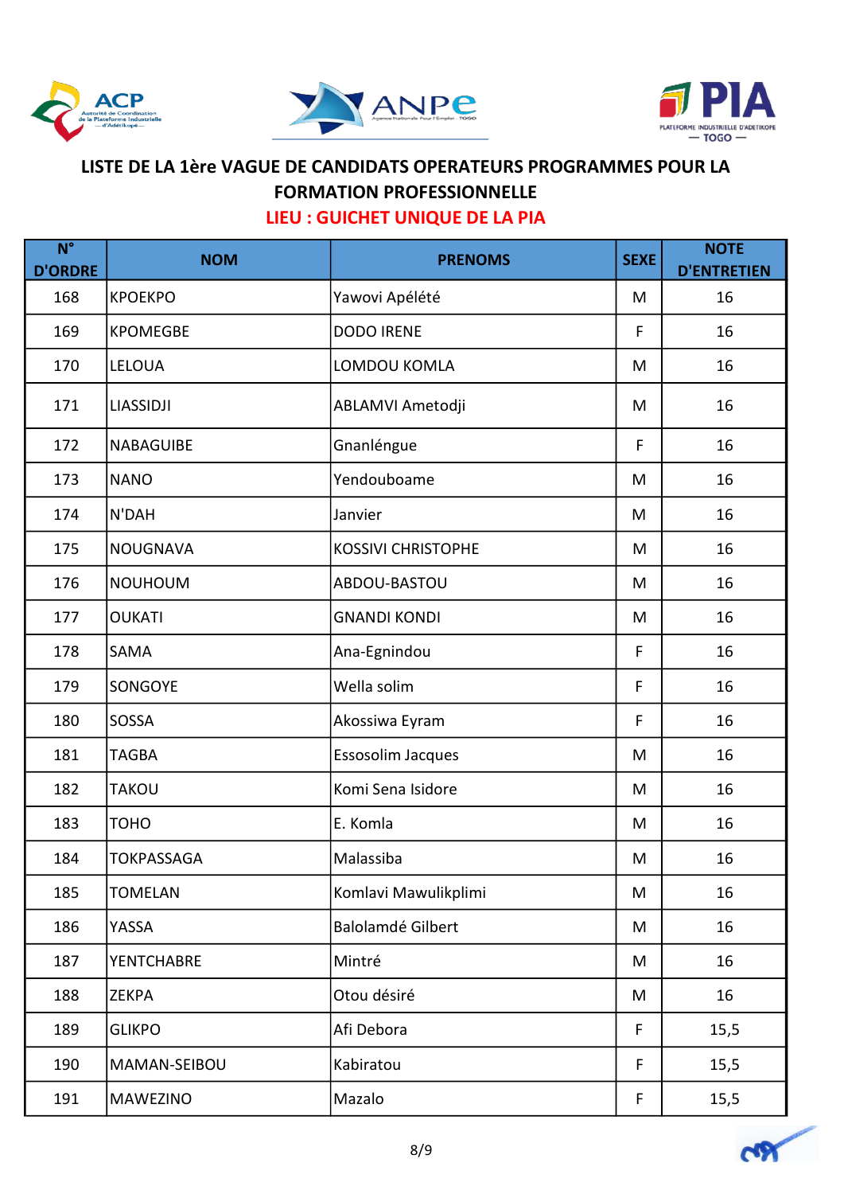LISTE DE LA 1ère VAGUE DE CANDIDATS OPERATEURS PROGRAMMES POUR LA FORMATION PROFESSIONNELLE

LIEU : GUICHET UNIQUE DE LA PIA

| N° D'ORDRE | NOM | PRENOMS | SEXE | NOTE D'ENTRETIEN |
|---|---|---|---|---|
| 168 | KPOEKPO | Yawovi Apélété | M | 16 |
| 169 | KPOMEGBE | DODO IRENE | F | 16 |
| 170 | LELOUA | LOMDOU KOMLA | M | 16 |
| 171 | LIASSIDJI | ABLAMVI Ametodji | M | 16 |
| 172 | NABAGUIBE | Gnanléngue | F | 16 |
| 173 | NANO | Yendouboame | M | 16 |
| 174 | N'DAH | Janvier | M | 16 |
| 175 | NOUGNAVA | KOSSIVI CHRISTOPHE | M | 16 |
| 176 | NOUHOUM | ABDOU-BASTOU | M | 16 |
| 177 | OUKATI | GNANDI KONDI | M | 16 |
| 178 | SAMA | Ana-Egnindou | F | 16 |
| 179 | SONGOYE | Wella solim | F | 16 |
| 180 | SOSSA | Akossiwa Eyram | F | 16 |
| 181 | TAGBA | Essosolim Jacques | M | 16 |
| 182 | TAKOU | Komi Sena Isidore | M | 16 |
| 183 | TOHO | E. Komla | M | 16 |
| 184 | TOKPASSAGA | Malassiba | M | 16 |
| 185 | TOMELAN | Komlavi Mawulikplimi | M | 16 |
| 186 | YASSA | Balolamdé Gilbert | M | 16 |
| 187 | YENTCHABRE | Mintré | M | 16 |
| 188 | ZEKPA | Otou désiré | M | 16 |
| 189 | GLIKPO | Afi Debora | F | 15,5 |
| 190 | MAMAN-SEIBOU | Kabiratou | F | 15,5 |
| 191 | MAWEZINO | Mazalo | F | 15,5 |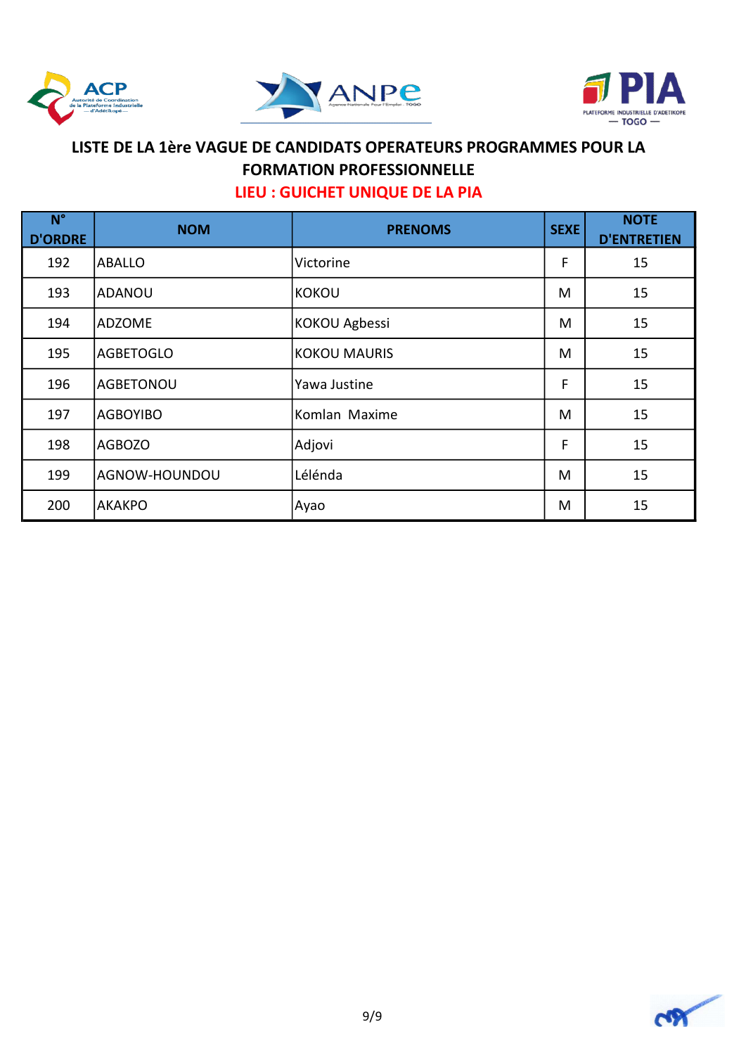## LISTE DE LA 1ère VAGUE DE CANDIDATS OPERATEURS PROGRAMMES POUR LA FORMATION PROFESSIONNELLE

### LIEU : GUICHET UNIQUE DE LA PIA

| N° D'ORDRE | NOM | PRENOMS | SEXE | NOTE D'ENTRETIEN |
|---|---|---|---|---|
| 192 | ABALLO | Victorine | F | 15 |
| 193 | ADANOU | KOKOU | M | 15 |
| 194 | ADZOME | KOKOU Agbessi | M | 15 |
| 195 | AGBETOGLO | KOKOU MAURIS | M | 15 |
| 196 | AGBETONOU | Yawa Justine | F | 15 |
| 197 | AGBOYIBO | Komlan Maxime | M | 15 |
| 198 | AGBOZO | Adjovi | F | 15 |
| 199 | AGNOW-HOUNDOU | Léléndа | M | 15 |
| 200 | AKAKPO | Ayao | M | 15 |